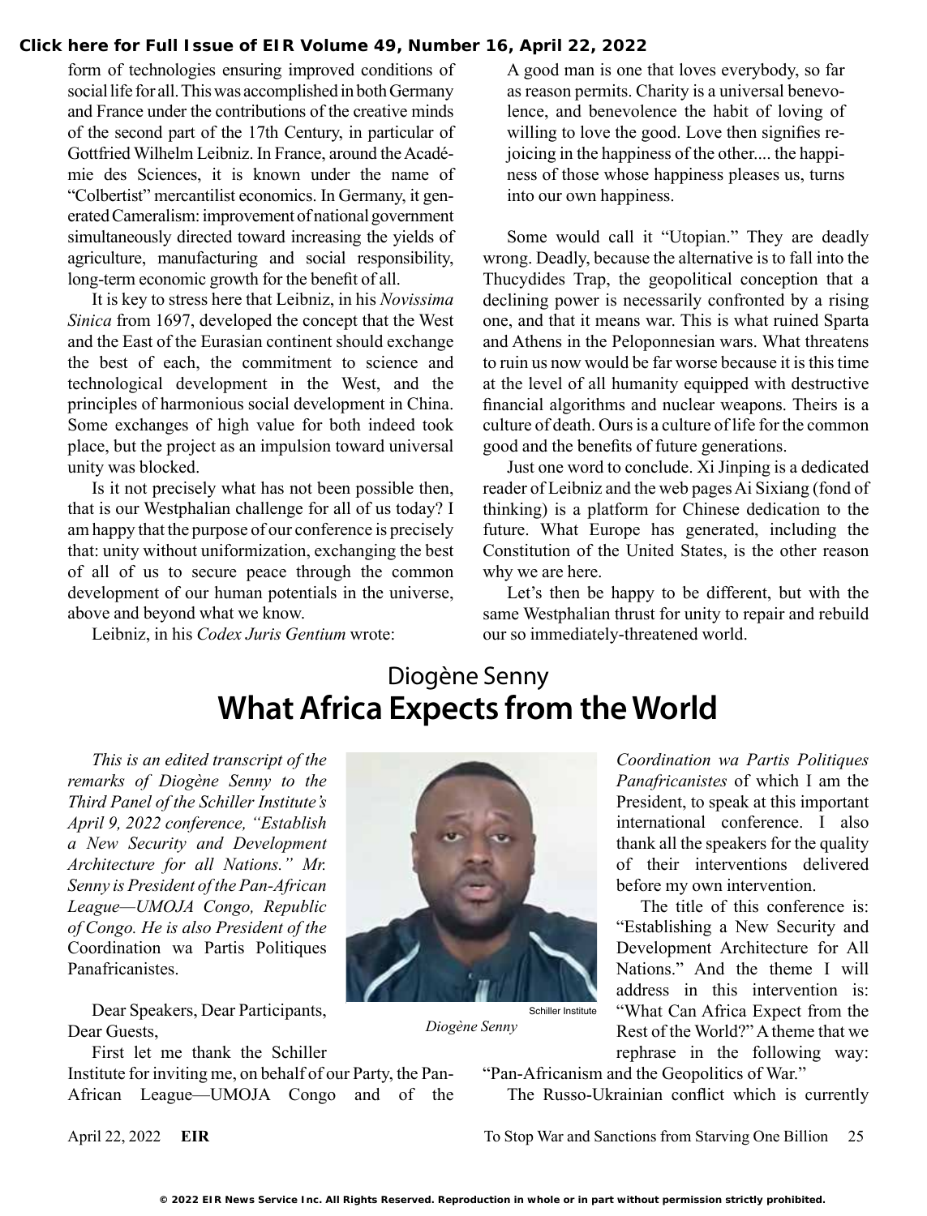form of technologies ensuring improved conditions of social life for all. This was accomplished in both Germany and France under the contributions of the creative minds of the second part of the 17th Century, in particular of Gottfried Wilhelm Leibniz. In France, around the Académie des Sciences, it is known under the name of "Colbertist" mercantilist economics. In Germany, it generated Cameralism: improvement of national government simultaneously directed toward increasing the yields of agriculture, manufacturing and social responsibility, long-term economic growth for the benefit of all.

It is key to stress here that Leibniz, in his *Novissima Sinica* from 1697, developed the concept that the West and the East of the Eurasian continent should exchange the best of each, the commitment to science and technological development in the West, and the principles of harmonious social development in China. Some exchanges of high value for both indeed took place, but the project as an impulsion toward universal unity was blocked.

Is it not precisely what has not been possible then, that is our Westphalian challenge for all of us today? I am happy that the purpose of our conference is precisely that: unity without uniformization, exchanging the best of all of us to secure peace through the common development of our human potentials in the universe, above and beyond what we know.

Leibniz, in his *Codex Juris Gentium* wrote:

> A good man is one that loves everybody, so far as reason permits. Charity is a universal benevolence, and benevolence the habit of loving of willing to love the good. Love then signifies rejoicing in the happiness of the other.... the happiness of those whose happiness pleases us, turns into our own happiness.

Some would call it "Utopian." They are deadly wrong. Deadly, because the alternative is to fall into the Thucydides Trap, the geopolitical conception that a declining power is necessarily confronted by a rising one, and that it means war. This is what ruined Sparta and Athens in the Peloponnesian wars. What threatens to ruin us now would be far worse because it is this time at the level of all humanity equipped with destructive financial algorithms and nuclear weapons. Theirs is a culture of death. Ours is a culture of life for the common good and the benefits of future generations.

Just one word to conclude. Xi Jinping is a dedicated reader of Leibniz and the web pages Ai Sixiang (fond of thinking) is a platform for Chinese dedication to the future. What Europe has generated, including the Constitution of the United States, is the other reason why we are here.

Let's then be happy to be different, but with the same Westphalian thrust for unity to repair and rebuild our so immediately-threatened world.

## Diogène Senny

# What Africa Expects from the World

*This is an edited transcript of the remarks of Diogène Senny to the Third Panel of the Schiller Institute's April 9, 2022 conference, "Establish a New Security and Development Architecture for all Nations." Mr. Senny is President of the Pan-African League—UMOJA Congo, Republic of Congo. He is also President of the* Coordination wa Partis Politiques Panafricanistes.

Schiller Institute

*Diogène Senny*

Dear Speakers, Dear Participants, Dear Guests,

First let me thank the Schiller Institute for inviting me, on behalf of our Party, the Pan-African League—UMOJA Congo and of the *Coordination wa Partis Politiques Panafricanistes* of which I am the President, to speak at this important international conference. I also thank all the speakers for the quality of their interventions delivered before my own intervention.

The title of this conference is: "Establishing a New Security and Development Architecture for All Nations." And the theme I will address in this intervention is: "What Can Africa Expect from the Rest of the World?" A theme that we rephrase in the following way: "Pan-Africanism and the Geopolitics of War."

The Russo-Ukrainian conflict which is currently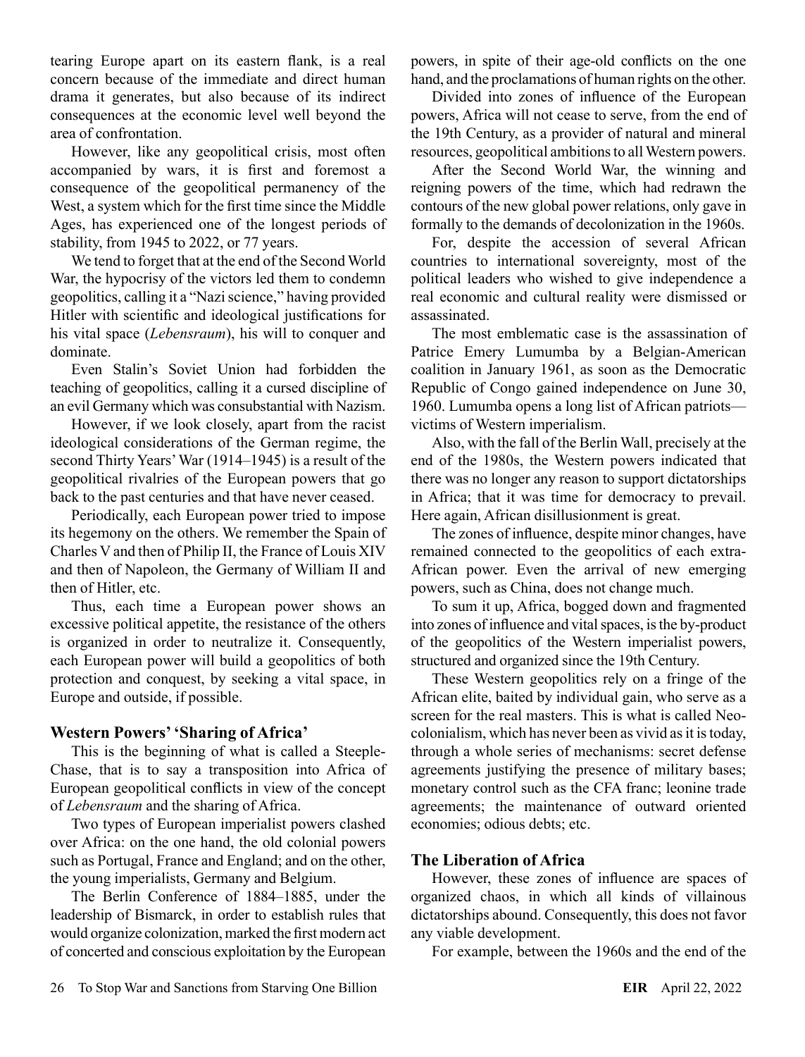tearing Europe apart on its eastern flank, is a real concern because of the immediate and direct human drama it generates, but also because of its indirect consequences at the economic level well beyond the area of confrontation.

However, like any geopolitical crisis, most often accompanied by wars, it is first and foremost a consequence of the geopolitical permanency of the West, a system which for the first time since the Middle Ages, has experienced one of the longest periods of stability, from 1945 to 2022, or 77 years.

We tend to forget that at the end of the Second World War, the hypocrisy of the victors led them to condemn geopolitics, calling it a "Nazi science," having provided Hitler with scientific and ideological justifications for his vital space (*Lebensraum*), his will to conquer and dominate.

Even Stalin's Soviet Union had forbidden the teaching of geopolitics, calling it a cursed discipline of an evil Germany which was consubstantial with Nazism.

However, if we look closely, apart from the racist ideological considerations of the German regime, the second Thirty Years' War (1914–1945) is a result of the geopolitical rivalries of the European powers that go back to the past centuries and that have never ceased.

Periodically, each European power tried to impose its hegemony on the others. We remember the Spain of Charles V and then of Philip II, the France of Louis XIV and then of Napoleon, the Germany of William II and then of Hitler, etc.

Thus, each time a European power shows an excessive political appetite, the resistance of the others is organized in order to neutralize it. Consequently, each European power will build a geopolitics of both protection and conquest, by seeking a vital space, in Europe and outside, if possible.

### Western Powers' 'Sharing of Africa'

This is the beginning of what is called a Steeple-Chase, that is to say a transposition into Africa of European geopolitical conflicts in view of the concept of *Lebensraum* and the sharing of Africa.

Two types of European imperialist powers clashed over Africa: on the one hand, the old colonial powers such as Portugal, France and England; and on the other, the young imperialists, Germany and Belgium.

The Berlin Conference of 1884–1885, under the leadership of Bismarck, in order to establish rules that would organize colonization, marked the first modern act of concerted and conscious exploitation by the European powers, in spite of their age-old conflicts on the one hand, and the proclamations of human rights on the other.

Divided into zones of influence of the European powers, Africa will not cease to serve, from the end of the 19th Century, as a provider of natural and mineral resources, geopolitical ambitions to all Western powers.

After the Second World War, the winning and reigning powers of the time, which had redrawn the contours of the new global power relations, only gave in formally to the demands of decolonization in the 1960s.

For, despite the accession of several African countries to international sovereignty, most of the political leaders who wished to give independence a real economic and cultural reality were dismissed or assassinated.

The most emblematic case is the assassination of Patrice Emery Lumumba by a Belgian-American coalition in January 1961, as soon as the Democratic Republic of Congo gained independence on June 30, 1960. Lumumba opens a long list of African patriots—victims of Western imperialism.

Also, with the fall of the Berlin Wall, precisely at the end of the 1980s, the Western powers indicated that there was no longer any reason to support dictatorships in Africa; that it was time for democracy to prevail. Here again, African disillusionment is great.

The zones of influence, despite minor changes, have remained connected to the geopolitics of each extra-African power. Even the arrival of new emerging powers, such as China, does not change much.

To sum it up, Africa, bogged down and fragmented into zones of influence and vital spaces, is the by-product of the geopolitics of the Western imperialist powers, structured and organized since the 19th Century.

These Western geopolitics rely on a fringe of the African elite, baited by individual gain, who serve as a screen for the real masters. This is what is called Neo-colonialism, which has never been as vivid as it is today, through a whole series of mechanisms: secret defense agreements justifying the presence of military bases; monetary control such as the CFA franc; leonine trade agreements; the maintenance of outward oriented economies; odious debts; etc.

### The Liberation of Africa

However, these zones of influence are spaces of organized chaos, in which all kinds of villainous dictatorships abound. Consequently, this does not favor any viable development.

For example, between the 1960s and the end of the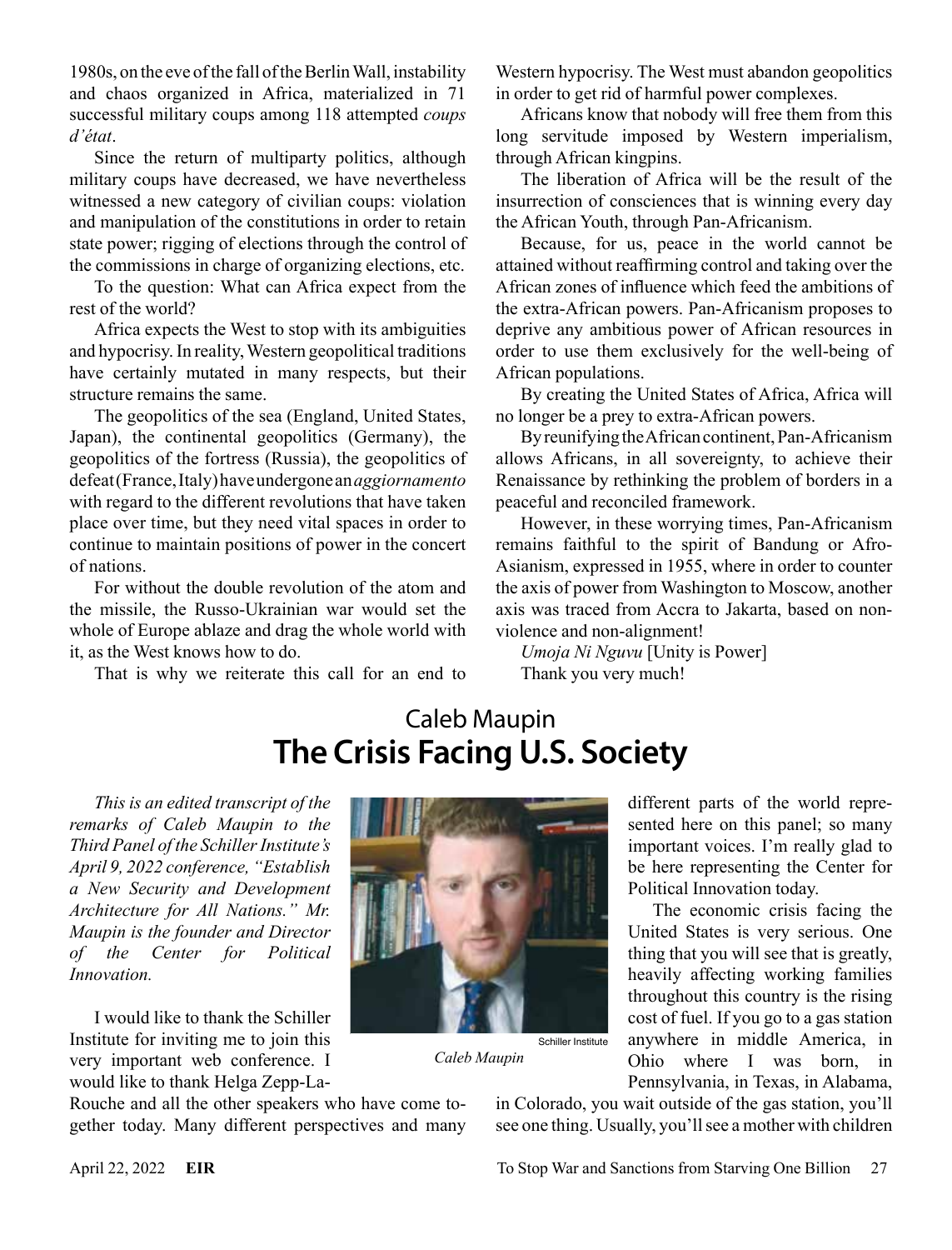1980s, on the eve of the fall of the Berlin Wall, instability and chaos organized in Africa, materialized in 71 successful military coups among 118 attempted *coups d'état*.

Since the return of multiparty politics, although military coups have decreased, we have nevertheless witnessed a new category of civilian coups: violation and manipulation of the constitutions in order to retain state power; rigging of elections through the control of the commissions in charge of organizing elections, etc.

To the question: What can Africa expect from the rest of the world?

Africa expects the West to stop with its ambiguities and hypocrisy. In reality, Western geopolitical traditions have certainly mutated in many respects, but their structure remains the same.

The geopolitics of the sea (England, United States, Japan), the continental geopolitics (Germany), the geopolitics of the fortress (Russia), the geopolitics of defeat (France, Italy) have undergone an *aggiornamento* with regard to the different revolutions that have taken place over time, but they need vital spaces in order to continue to maintain positions of power in the concert of nations.

For without the double revolution of the atom and the missile, the Russo-Ukrainian war would set the whole of Europe ablaze and drag the whole world with it, as the West knows how to do.

That is why we reiterate this call for an end to Western hypocrisy. The West must abandon geopolitics in order to get rid of harmful power complexes.

Africans know that nobody will free them from this long servitude imposed by Western imperialism, through African kingpins.

The liberation of Africa will be the result of the insurrection of consciences that is winning every day the African Youth, through Pan-Africanism.

Because, for us, peace in the world cannot be attained without reaffirming control and taking over the African zones of influence which feed the ambitions of the extra-African powers. Pan-Africanism proposes to deprive any ambitious power of African resources in order to use them exclusively for the well-being of African populations.

By creating the United States of Africa, Africa will no longer be a prey to extra-African powers.

By reunifying the African continent, Pan-Africanism allows Africans, in all sovereignty, to achieve their Renaissance by rethinking the problem of borders in a peaceful and reconciled framework.

However, in these worrying times, Pan-Africanism remains faithful to the spirit of Bandung or Afro-Asianism, expressed in 1955, where in order to counter the axis of power from Washington to Moscow, another axis was traced from Accra to Jakarta, based on non-violence and non-alignment!

*Umoja Ni Nguvu* [Unity is Power]

Thank you very much!

## Caleb Maupin

# The Crisis Facing U.S. Society

*This is an edited transcript of the remarks of Caleb Maupin to the Third Panel of the Schiller Institute's April 9, 2022 conference, "Establish a New Security and Development Architecture for All Nations." Mr. Maupin is the founder and Director of the Center for Political Innovation.*

Schiller Institute

*Caleb Maupin*

I would like to thank the Schiller Institute for inviting me to join this very important web conference. I would like to thank Helga Zepp-LaRouche and all the other speakers who have come together today. Many different perspectives and many different parts of the world represented here on this panel; so many important voices. I'm really glad to be here representing the Center for Political Innovation today.

The economic crisis facing the United States is very serious. One thing that you will see that is greatly, heavily affecting working families throughout this country is the rising cost of fuel. If you go to a gas station anywhere in middle America, in Ohio where I was born, in Pennsylvania, in Texas, in Alabama, in Colorado, you wait outside of the gas station, you'll see one thing. Usually, you'll see a mother with children